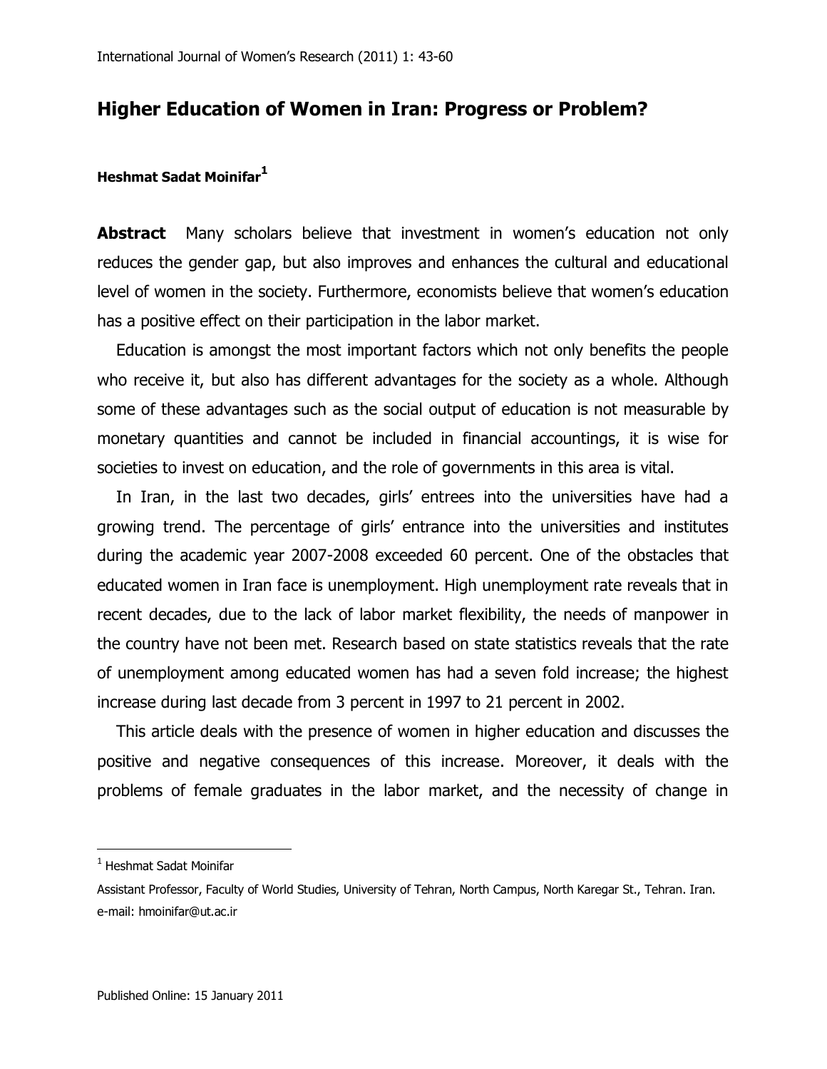# Higher Education of Women in Iran: Progress or Problem?

**Heshmat Sadat Moinifar**[1]

**Abstract** Many scholars believe that investment in women's education not only reduces the gender gap, but also improves and enhances the cultural and educational level of women in the society. Furthermore, economists believe that women's education has a positive effect on their participation in the labor market.

Education is amongst the most important factors which not only benefits the people who receive it, but also has different advantages for the society as a whole. Although some of these advantages such as the social output of education is not measurable by monetary quantities and cannot be included in financial accountings, it is wise for societies to invest on education, and the role of governments in this area is vital.

In Iran, in the last two decades, girls' entrees into the universities have had a growing trend. The percentage of girls' entrance into the universities and institutes during the academic year 2007-2008 exceeded 60 percent. One of the obstacles that educated women in Iran face is unemployment. High unemployment rate reveals that in recent decades, due to the lack of labor market flexibility, the needs of manpower in the country have not been met. Research based on state statistics reveals that the rate of unemployment among educated women has had a seven fold increase; the highest increase during last decade from 3 percent in 1997 to 21 percent in 2002.

This article deals with the presence of women in higher education and discusses the positive and negative consequences of this increase. Moreover, it deals with the problems of female graduates in the labor market, and the necessity of change in

---

[1] Heshmat Sadat Moinifar

Assistant Professor, Faculty of World Studies, University of Tehran, North Campus, North Karegar St., Tehran. Iran. e-mail: hmoinifar@ut.ac.ir

Published Online: 15 January 2011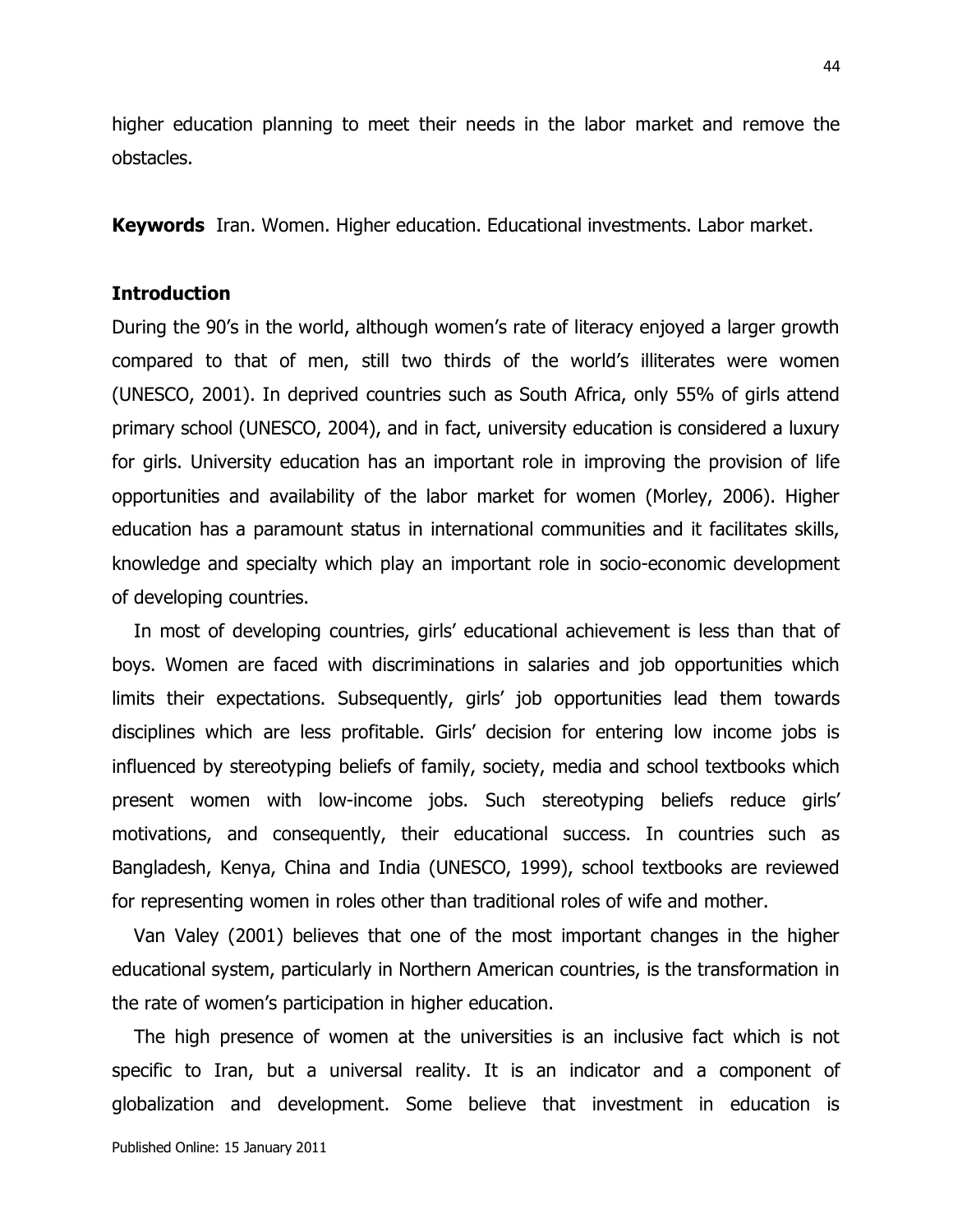higher education planning to meet their needs in the labor market and remove the obstacles.

**Keywords** Iran. Women. Higher education. Educational investments. Labor market.

## Introduction

During the 90's in the world, although women's rate of literacy enjoyed a larger growth compared to that of men, still two thirds of the world's illiterates were women (UNESCO, 2001). In deprived countries such as South Africa, only 55% of girls attend primary school (UNESCO, 2004), and in fact, university education is considered a luxury for girls. University education has an important role in improving the provision of life opportunities and availability of the labor market for women (Morley, 2006). Higher education has a paramount status in international communities and it facilitates skills, knowledge and specialty which play an important role in socio-economic development of developing countries.

In most of developing countries, girls' educational achievement is less than that of boys. Women are faced with discriminations in salaries and job opportunities which limits their expectations. Subsequently, girls' job opportunities lead them towards disciplines which are less profitable. Girls' decision for entering low income jobs is influenced by stereotyping beliefs of family, society, media and school textbooks which present women with low-income jobs. Such stereotyping beliefs reduce girls' motivations, and consequently, their educational success. In countries such as Bangladesh, Kenya, China and India (UNESCO, 1999), school textbooks are reviewed for representing women in roles other than traditional roles of wife and mother.

Van Valey (2001) believes that one of the most important changes in the higher educational system, particularly in Northern American countries, is the transformation in the rate of women's participation in higher education.

The high presence of women at the universities is an inclusive fact which is not specific to Iran, but a universal reality. It is an indicator and a component of globalization and development. Some believe that investment in education is

Published Online: 15 January 2011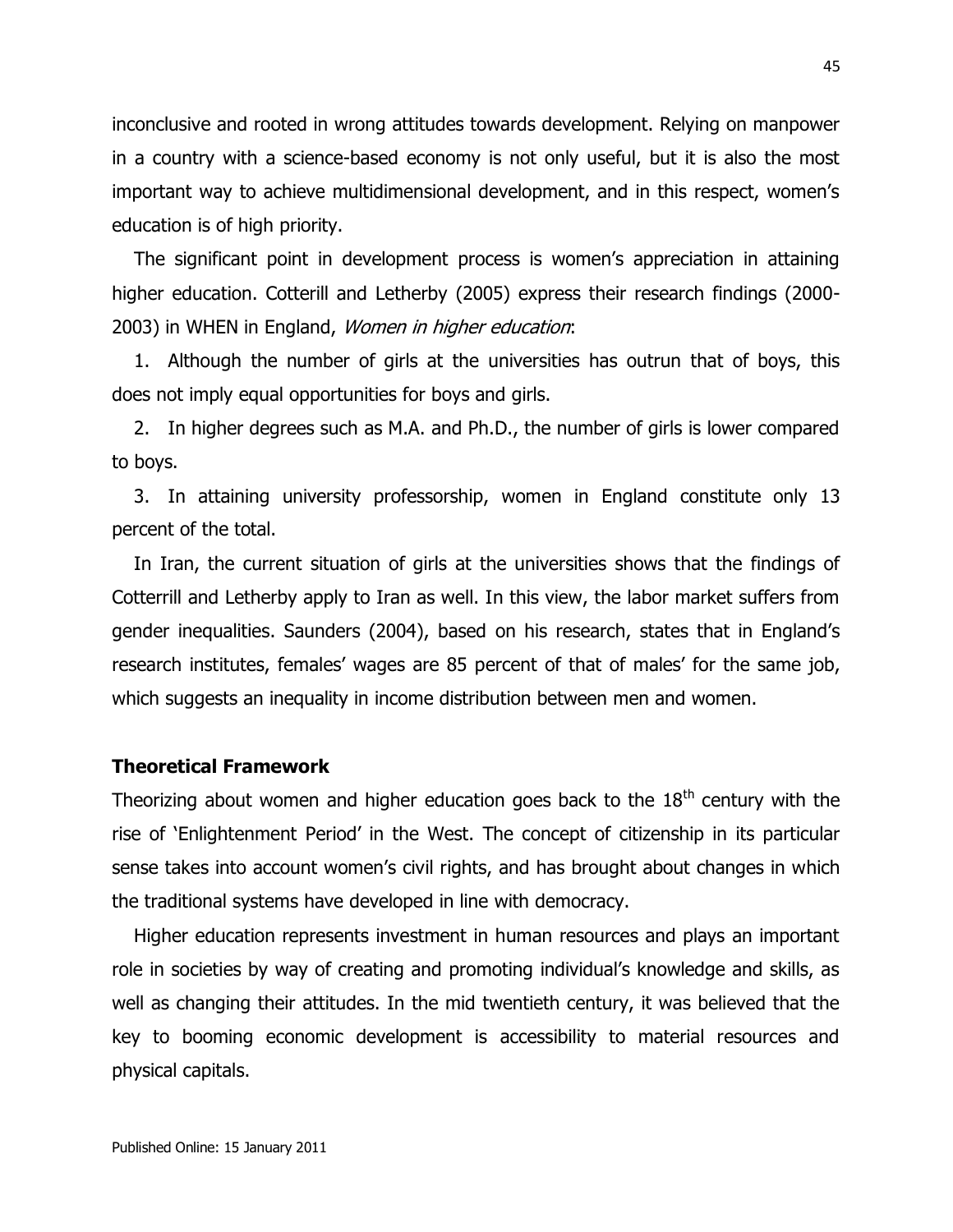inconclusive and rooted in wrong attitudes towards development. Relying on manpower in a country with a science-based economy is not only useful, but it is also the most important way to achieve multidimensional development, and in this respect, women's education is of high priority.

The significant point in development process is women's appreciation in attaining higher education. Cotterill and Letherby (2005) express their research findings (2000-2003) in WHEN in England, *Women in higher education*:

1. Although the number of girls at the universities has outrun that of boys, this does not imply equal opportunities for boys and girls.
2. In higher degrees such as M.A. and Ph.D., the number of girls is lower compared to boys.
3. In attaining university professorship, women in England constitute only 13 percent of the total.

In Iran, the current situation of girls at the universities shows that the findings of Cotterill and Letherby apply to Iran as well. In this view, the labor market suffers from gender inequalities. Saunders (2004), based on his research, states that in England's research institutes, females' wages are 85 percent of that of males' for the same job, which suggests an inequality in income distribution between men and women.

## Theoretical Framework

Theorizing about women and higher education goes back to the 18th century with the rise of 'Enlightenment Period' in the West. The concept of citizenship in its particular sense takes into account women's civil rights, and has brought about changes in which the traditional systems have developed in line with democracy.

Higher education represents investment in human resources and plays an important role in societies by way of creating and promoting individual's knowledge and skills, as well as changing their attitudes. In the mid twentieth century, it was believed that the key to booming economic development is accessibility to material resources and physical capitals.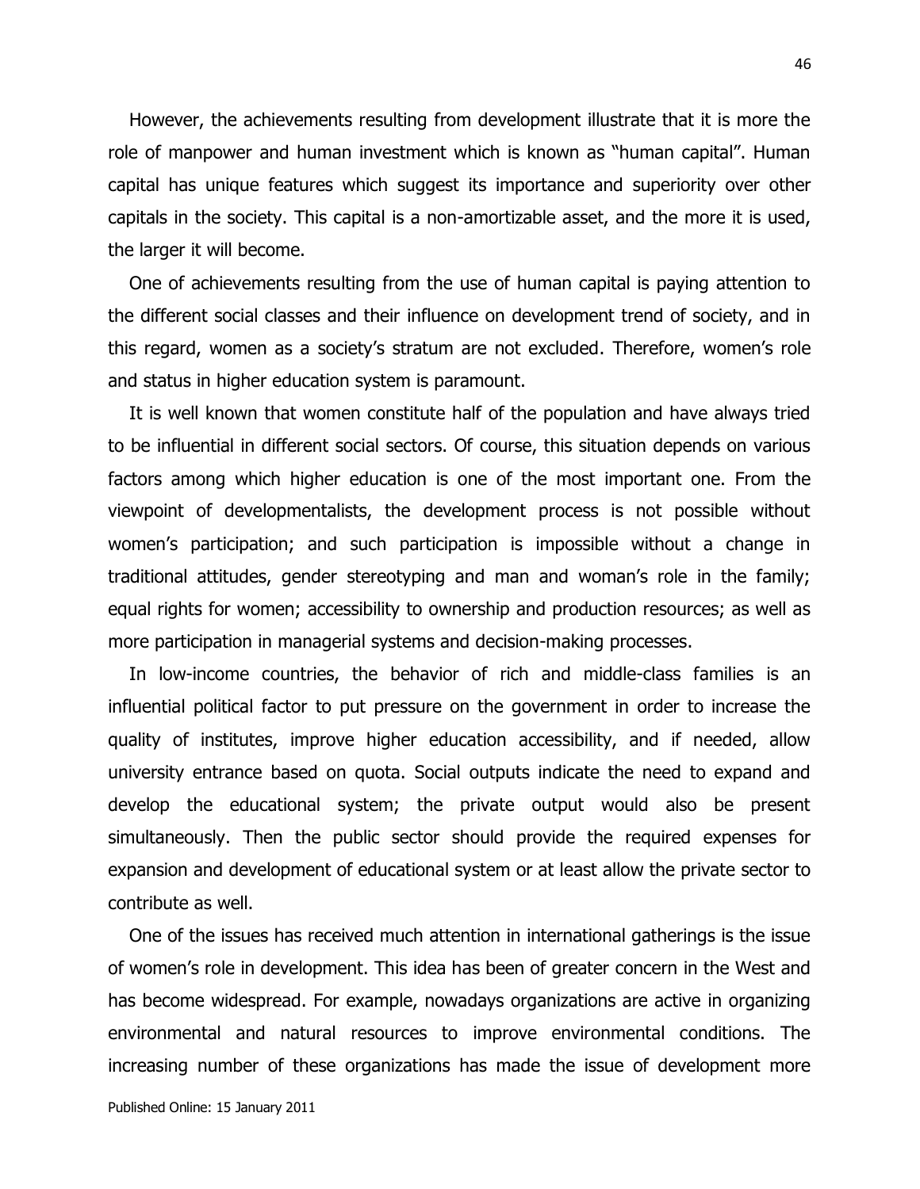However, the achievements resulting from development illustrate that it is more the role of manpower and human investment which is known as "human capital". Human capital has unique features which suggest its importance and superiority over other capitals in the society. This capital is a non-amortizable asset, and the more it is used, the larger it will become.

One of achievements resulting from the use of human capital is paying attention to the different social classes and their influence on development trend of society, and in this regard, women as a society's stratum are not excluded. Therefore, women's role and status in higher education system is paramount.

It is well known that women constitute half of the population and have always tried to be influential in different social sectors. Of course, this situation depends on various factors among which higher education is one of the most important one. From the viewpoint of developmentalists, the development process is not possible without women's participation; and such participation is impossible without a change in traditional attitudes, gender stereotyping and man and woman's role in the family; equal rights for women; accessibility to ownership and production resources; as well as more participation in managerial systems and decision-making processes.

In low-income countries, the behavior of rich and middle-class families is an influential political factor to put pressure on the government in order to increase the quality of institutes, improve higher education accessibility, and if needed, allow university entrance based on quota. Social outputs indicate the need to expand and develop the educational system; the private output would also be present simultaneously. Then the public sector should provide the required expenses for expansion and development of educational system or at least allow the private sector to contribute as well.

One of the issues has received much attention in international gatherings is the issue of women's role in development. This idea has been of greater concern in the West and has become widespread. For example, nowadays organizations are active in organizing environmental and natural resources to improve environmental conditions. The increasing number of these organizations has made the issue of development more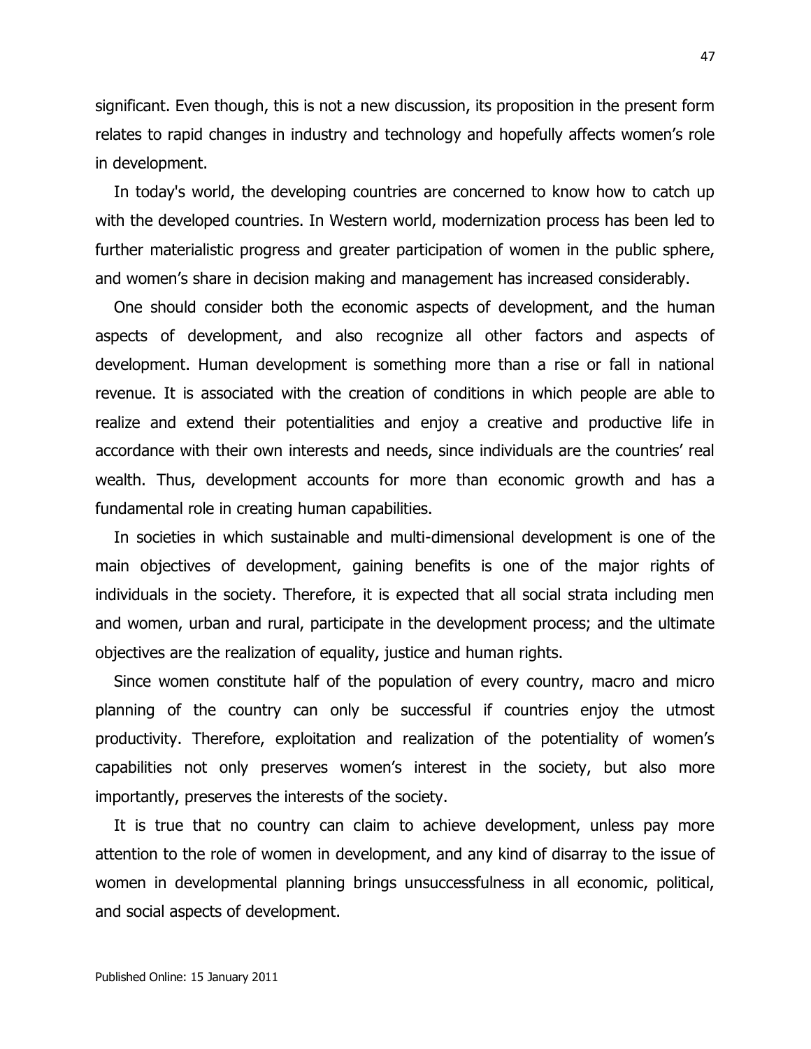significant. Even though, this is not a new discussion, its proposition in the present form relates to rapid changes in industry and technology and hopefully affects women's role in development.

In today's world, the developing countries are concerned to know how to catch up with the developed countries. In Western world, modernization process has been led to further materialistic progress and greater participation of women in the public sphere, and women's share in decision making and management has increased considerably.

One should consider both the economic aspects of development, and the human aspects of development, and also recognize all other factors and aspects of development. Human development is something more than a rise or fall in national revenue. It is associated with the creation of conditions in which people are able to realize and extend their potentialities and enjoy a creative and productive life in accordance with their own interests and needs, since individuals are the countries' real wealth. Thus, development accounts for more than economic growth and has a fundamental role in creating human capabilities.

In societies in which sustainable and multi-dimensional development is one of the main objectives of development, gaining benefits is one of the major rights of individuals in the society. Therefore, it is expected that all social strata including men and women, urban and rural, participate in the development process; and the ultimate objectives are the realization of equality, justice and human rights.

Since women constitute half of the population of every country, macro and micro planning of the country can only be successful if countries enjoy the utmost productivity. Therefore, exploitation and realization of the potentiality of women's capabilities not only preserves women's interest in the society, but also more importantly, preserves the interests of the society.

It is true that no country can claim to achieve development, unless pay more attention to the role of women in development, and any kind of disarray to the issue of women in developmental planning brings unsuccessfulness in all economic, political, and social aspects of development.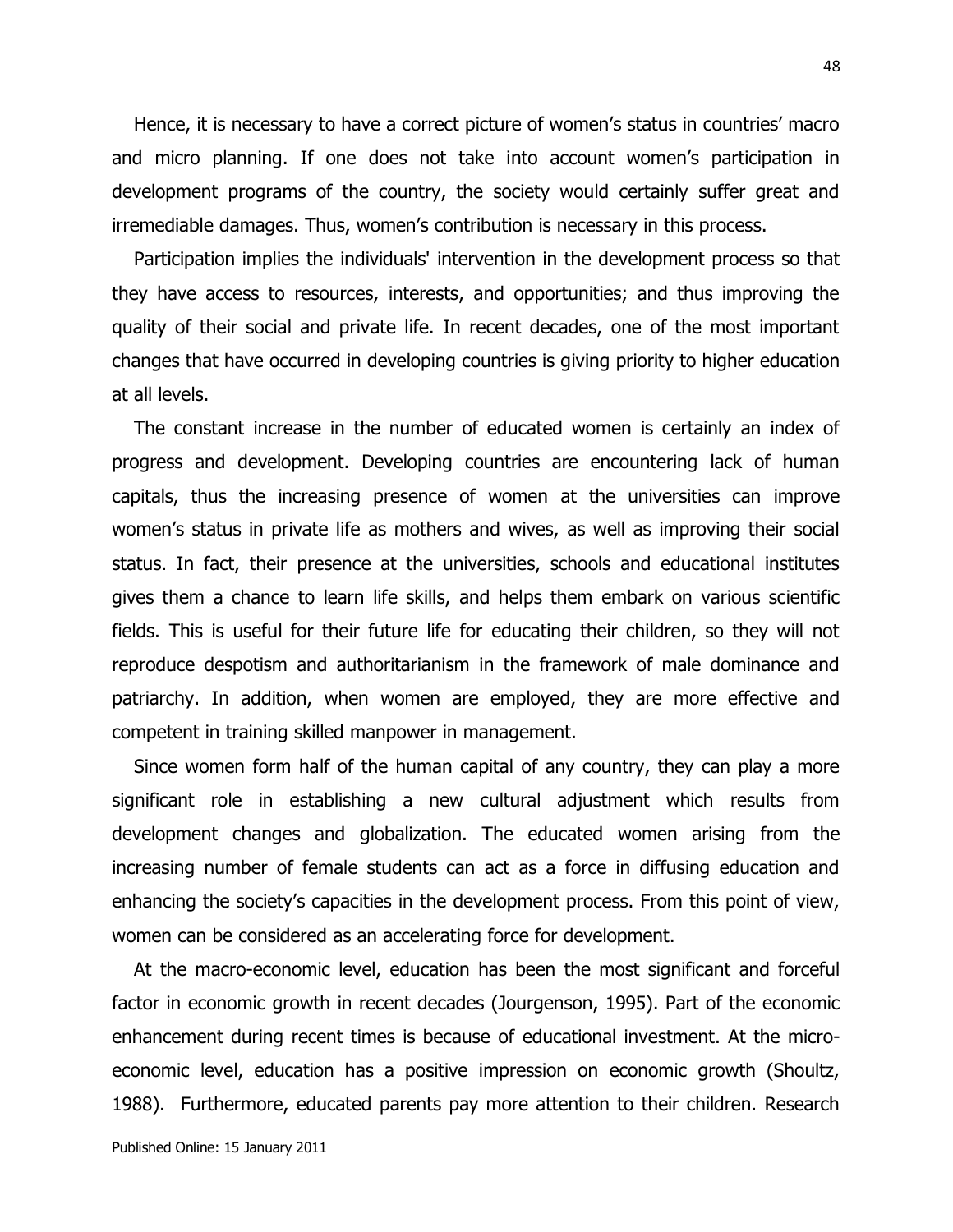Hence, it is necessary to have a correct picture of women's status in countries' macro and micro planning. If one does not take into account women's participation in development programs of the country, the society would certainly suffer great and irremediable damages. Thus, women's contribution is necessary in this process.

Participation implies the individuals' intervention in the development process so that they have access to resources, interests, and opportunities; and thus improving the quality of their social and private life. In recent decades, one of the most important changes that have occurred in developing countries is giving priority to higher education at all levels.

The constant increase in the number of educated women is certainly an index of progress and development. Developing countries are encountering lack of human capitals, thus the increasing presence of women at the universities can improve women's status in private life as mothers and wives, as well as improving their social status. In fact, their presence at the universities, schools and educational institutes gives them a chance to learn life skills, and helps them embark on various scientific fields. This is useful for their future life for educating their children, so they will not reproduce despotism and authoritarianism in the framework of male dominance and patriarchy. In addition, when women are employed, they are more effective and competent in training skilled manpower in management.

Since women form half of the human capital of any country, they can play a more significant role in establishing a new cultural adjustment which results from development changes and globalization. The educated women arising from the increasing number of female students can act as a force in diffusing education and enhancing the society's capacities in the development process. From this point of view, women can be considered as an accelerating force for development.

At the macro-economic level, education has been the most significant and forceful factor in economic growth in recent decades (Jourgenson, 1995). Part of the economic enhancement during recent times is because of educational investment. At the micro-economic level, education has a positive impression on economic growth (Shoultz, 1988). Furthermore, educated parents pay more attention to their children. Research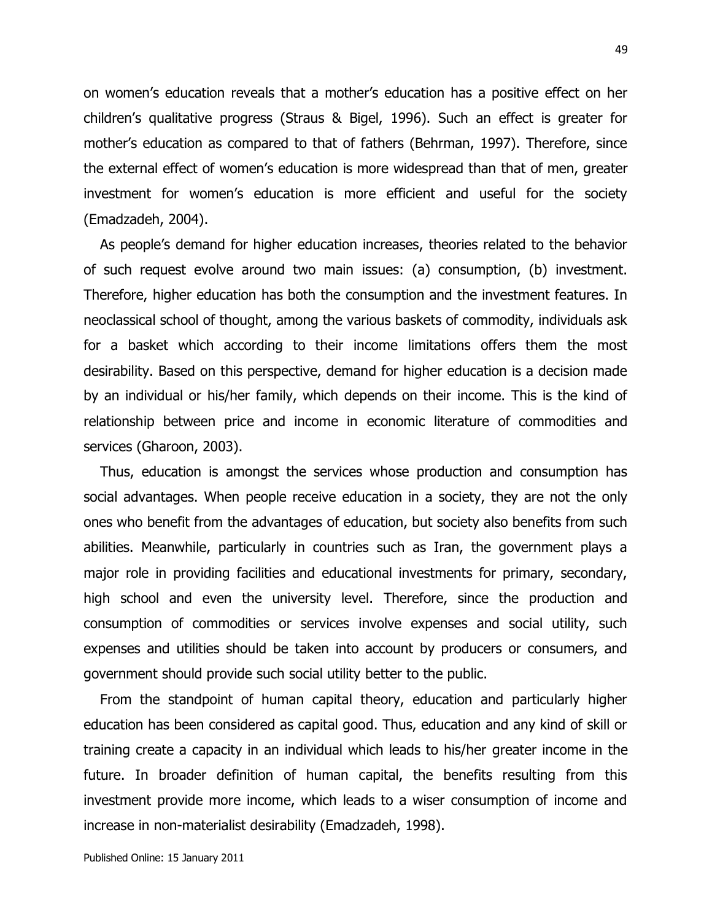on women's education reveals that a mother's education has a positive effect on her children's qualitative progress (Straus & Bigel, 1996). Such an effect is greater for mother's education as compared to that of fathers (Behrman, 1997). Therefore, since the external effect of women's education is more widespread than that of men, greater investment for women's education is more efficient and useful for the society (Emadzadeh, 2004).

As people's demand for higher education increases, theories related to the behavior of such request evolve around two main issues: (a) consumption, (b) investment. Therefore, higher education has both the consumption and the investment features. In neoclassical school of thought, among the various baskets of commodity, individuals ask for a basket which according to their income limitations offers them the most desirability. Based on this perspective, demand for higher education is a decision made by an individual or his/her family, which depends on their income. This is the kind of relationship between price and income in economic literature of commodities and services (Gharoon, 2003).

Thus, education is amongst the services whose production and consumption has social advantages. When people receive education in a society, they are not the only ones who benefit from the advantages of education, but society also benefits from such abilities. Meanwhile, particularly in countries such as Iran, the government plays a major role in providing facilities and educational investments for primary, secondary, high school and even the university level. Therefore, since the production and consumption of commodities or services involve expenses and social utility, such expenses and utilities should be taken into account by producers or consumers, and government should provide such social utility better to the public.

From the standpoint of human capital theory, education and particularly higher education has been considered as capital good. Thus, education and any kind of skill or training create a capacity in an individual which leads to his/her greater income in the future. In broader definition of human capital, the benefits resulting from this investment provide more income, which leads to a wiser consumption of income and increase in non-materialist desirability (Emadzadeh, 1998).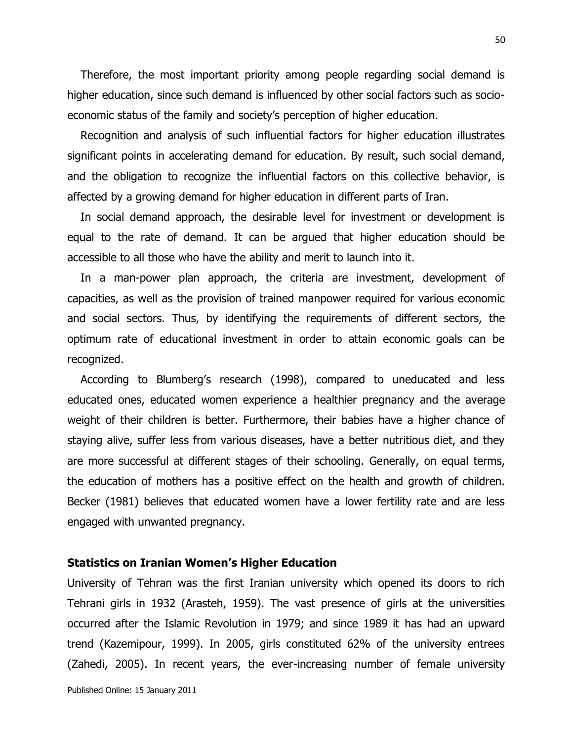Therefore, the most important priority among people regarding social demand is higher education, since such demand is influenced by other social factors such as socio-economic status of the family and society's perception of higher education.

Recognition and analysis of such influential factors for higher education illustrates significant points in accelerating demand for education. By result, such social demand, and the obligation to recognize the influential factors on this collective behavior, is affected by a growing demand for higher education in different parts of Iran.

In social demand approach, the desirable level for investment or development is equal to the rate of demand. It can be argued that higher education should be accessible to all those who have the ability and merit to launch into it.

In a man-power plan approach, the criteria are investment, development of capacities, as well as the provision of trained manpower required for various economic and social sectors. Thus, by identifying the requirements of different sectors, the optimum rate of educational investment in order to attain economic goals can be recognized.

According to Blumberg's research (1998), compared to uneducated and less educated ones, educated women experience a healthier pregnancy and the average weight of their children is better. Furthermore, their babies have a higher chance of staying alive, suffer less from various diseases, have a better nutritious diet, and they are more successful at different stages of their schooling. Generally, on equal terms, the education of mothers has a positive effect on the health and growth of children. Becker (1981) believes that educated women have a lower fertility rate and are less engaged with unwanted pregnancy.

### Statistics on Iranian Women's Higher Education

University of Tehran was the first Iranian university which opened its doors to rich Tehrani girls in 1932 (Arasteh, 1959). The vast presence of girls at the universities occurred after the Islamic Revolution in 1979; and since 1989 it has had an upward trend (Kazemipour, 1999). In 2005, girls constituted 62% of the university entrees (Zahedi, 2005). In recent years, the ever-increasing number of female university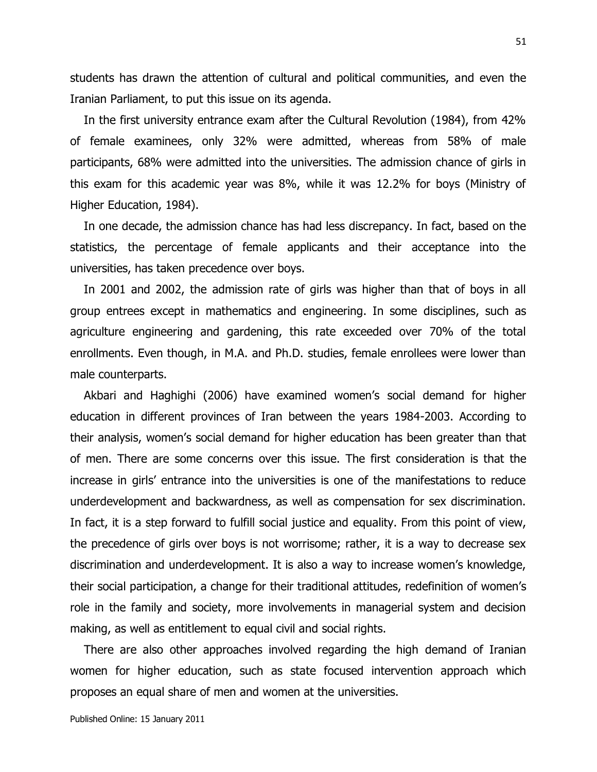students has drawn the attention of cultural and political communities, and even the Iranian Parliament, to put this issue on its agenda.

In the first university entrance exam after the Cultural Revolution (1984), from 42% of female examinees, only 32% were admitted, whereas from 58% of male participants, 68% were admitted into the universities. The admission chance of girls in this exam for this academic year was 8%, while it was 12.2% for boys (Ministry of Higher Education, 1984).

In one decade, the admission chance has had less discrepancy. In fact, based on the statistics, the percentage of female applicants and their acceptance into the universities, has taken precedence over boys.

In 2001 and 2002, the admission rate of girls was higher than that of boys in all group entrees except in mathematics and engineering. In some disciplines, such as agriculture engineering and gardening, this rate exceeded over 70% of the total enrollments. Even though, in M.A. and Ph.D. studies, female enrollees were lower than male counterparts.

Akbari and Haghighi (2006) have examined women's social demand for higher education in different provinces of Iran between the years 1984-2003. According to their analysis, women's social demand for higher education has been greater than that of men. There are some concerns over this issue. The first consideration is that the increase in girls' entrance into the universities is one of the manifestations to reduce underdevelopment and backwardness, as well as compensation for sex discrimination. In fact, it is a step forward to fulfill social justice and equality. From this point of view, the precedence of girls over boys is not worrisome; rather, it is a way to decrease sex discrimination and underdevelopment. It is also a way to increase women's knowledge, their social participation, a change for their traditional attitudes, redefinition of women's role in the family and society, more involvements in managerial system and decision making, as well as entitlement to equal civil and social rights.

There are also other approaches involved regarding the high demand of Iranian women for higher education, such as state focused intervention approach which proposes an equal share of men and women at the universities.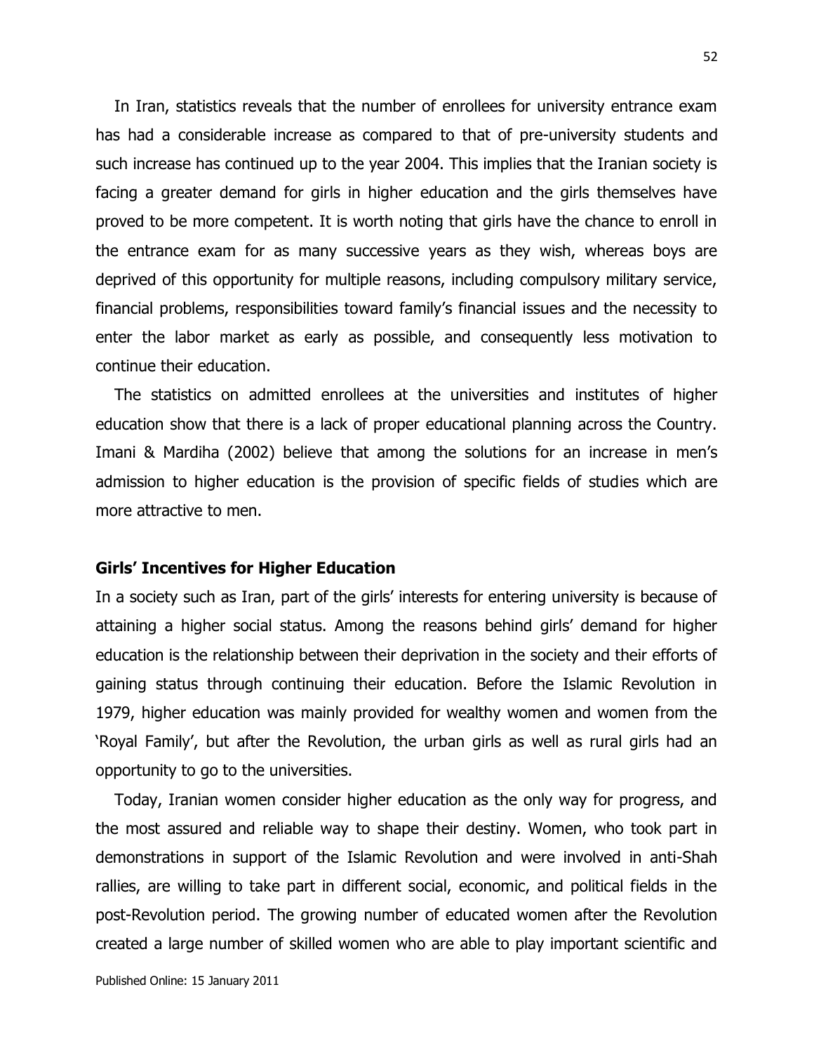In Iran, statistics reveals that the number of enrollees for university entrance exam has had a considerable increase as compared to that of pre-university students and such increase has continued up to the year 2004. This implies that the Iranian society is facing a greater demand for girls in higher education and the girls themselves have proved to be more competent. It is worth noting that girls have the chance to enroll in the entrance exam for as many successive years as they wish, whereas boys are deprived of this opportunity for multiple reasons, including compulsory military service, financial problems, responsibilities toward family's financial issues and the necessity to enter the labor market as early as possible, and consequently less motivation to continue their education.

The statistics on admitted enrollees at the universities and institutes of higher education show that there is a lack of proper educational planning across the Country. Imani & Mardiha (2002) believe that among the solutions for an increase in men's admission to higher education is the provision of specific fields of studies which are more attractive to men.

### Girls' Incentives for Higher Education

In a society such as Iran, part of the girls' interests for entering university is because of attaining a higher social status. Among the reasons behind girls' demand for higher education is the relationship between their deprivation in the society and their efforts of gaining status through continuing their education. Before the Islamic Revolution in 1979, higher education was mainly provided for wealthy women and women from the 'Royal Family', but after the Revolution, the urban girls as well as rural girls had an opportunity to go to the universities.

Today, Iranian women consider higher education as the only way for progress, and the most assured and reliable way to shape their destiny. Women, who took part in demonstrations in support of the Islamic Revolution and were involved in anti-Shah rallies, are willing to take part in different social, economic, and political fields in the post-Revolution period. The growing number of educated women after the Revolution created a large number of skilled women who are able to play important scientific and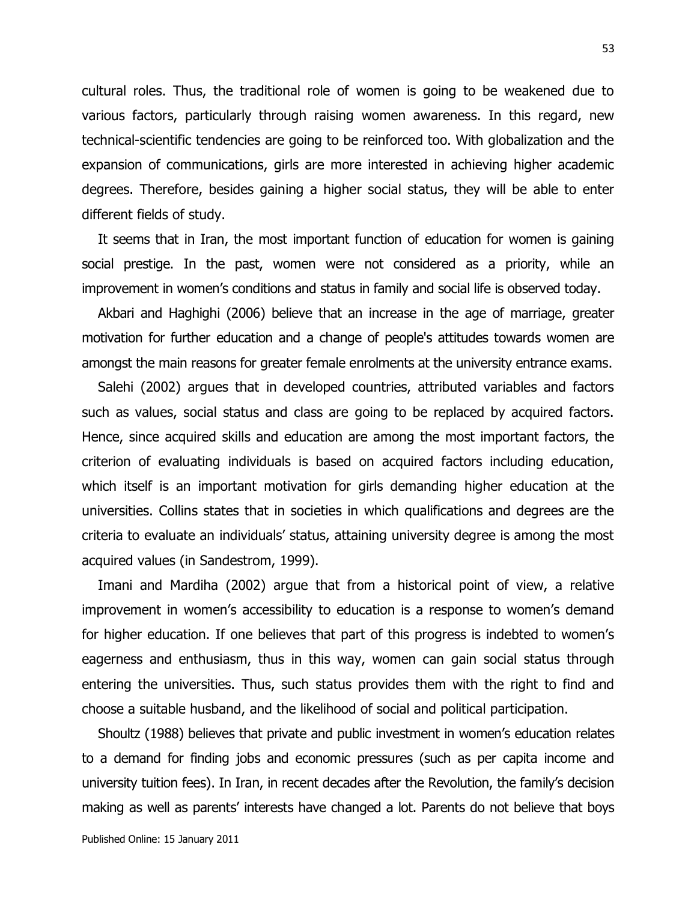cultural roles. Thus, the traditional role of women is going to be weakened due to various factors, particularly through raising women awareness. In this regard, new technical-scientific tendencies are going to be reinforced too. With globalization and the expansion of communications, girls are more interested in achieving higher academic degrees. Therefore, besides gaining a higher social status, they will be able to enter different fields of study.

It seems that in Iran, the most important function of education for women is gaining social prestige. In the past, women were not considered as a priority, while an improvement in women's conditions and status in family and social life is observed today.

Akbari and Haghighi (2006) believe that an increase in the age of marriage, greater motivation for further education and a change of people's attitudes towards women are amongst the main reasons for greater female enrolments at the university entrance exams.

Salehi (2002) argues that in developed countries, attributed variables and factors such as values, social status and class are going to be replaced by acquired factors. Hence, since acquired skills and education are among the most important factors, the criterion of evaluating individuals is based on acquired factors including education, which itself is an important motivation for girls demanding higher education at the universities. Collins states that in societies in which qualifications and degrees are the criteria to evaluate an individuals' status, attaining university degree is among the most acquired values (in Sandestrom, 1999).

Imani and Mardiha (2002) argue that from a historical point of view, a relative improvement in women's accessibility to education is a response to women's demand for higher education. If one believes that part of this progress is indebted to women's eagerness and enthusiasm, thus in this way, women can gain social status through entering the universities. Thus, such status provides them with the right to find and choose a suitable husband, and the likelihood of social and political participation.

Shoultz (1988) believes that private and public investment in women's education relates to a demand for finding jobs and economic pressures (such as per capita income and university tuition fees). In Iran, in recent decades after the Revolution, the family's decision making as well as parents' interests have changed a lot. Parents do not believe that boys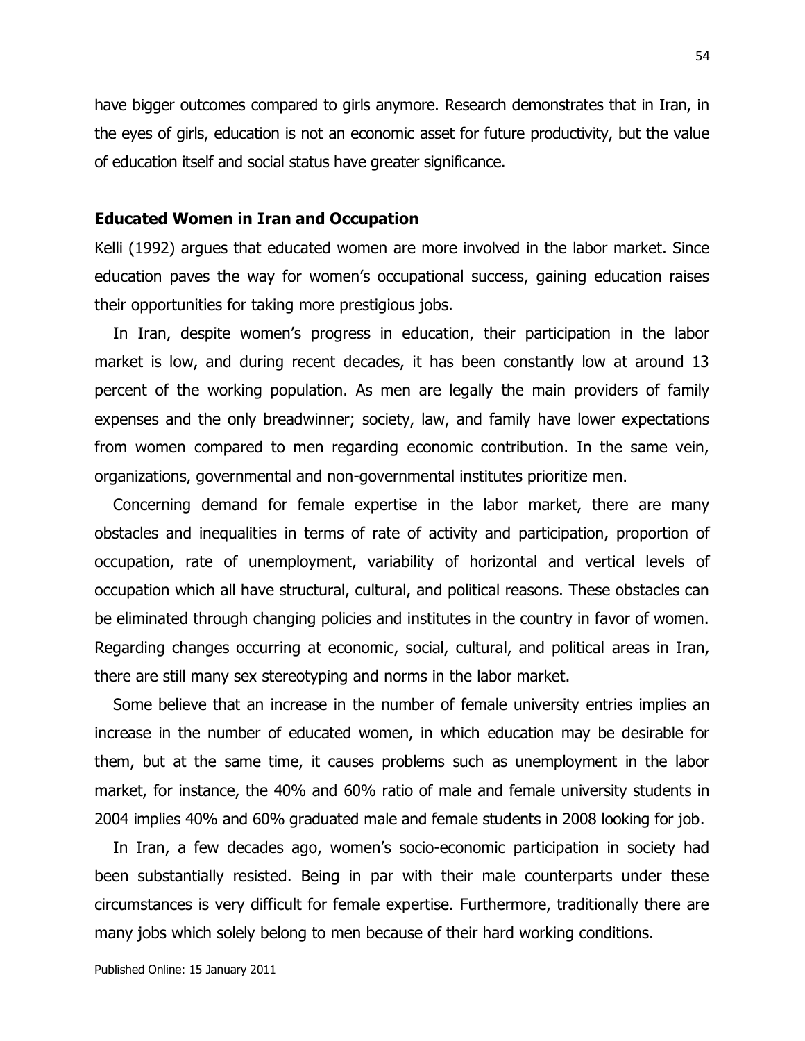have bigger outcomes compared to girls anymore. Research demonstrates that in Iran, in the eyes of girls, education is not an economic asset for future productivity, but the value of education itself and social status have greater significance.

### Educated Women in Iran and Occupation

Kelli (1992) argues that educated women are more involved in the labor market. Since education paves the way for women's occupational success, gaining education raises their opportunities for taking more prestigious jobs.

In Iran, despite women's progress in education, their participation in the labor market is low, and during recent decades, it has been constantly low at around 13 percent of the working population. As men are legally the main providers of family expenses and the only breadwinner; society, law, and family have lower expectations from women compared to men regarding economic contribution. In the same vein, organizations, governmental and non-governmental institutes prioritize men.

Concerning demand for female expertise in the labor market, there are many obstacles and inequalities in terms of rate of activity and participation, proportion of occupation, rate of unemployment, variability of horizontal and vertical levels of occupation which all have structural, cultural, and political reasons. These obstacles can be eliminated through changing policies and institutes in the country in favor of women. Regarding changes occurring at economic, social, cultural, and political areas in Iran, there are still many sex stereotyping and norms in the labor market.

Some believe that an increase in the number of female university entries implies an increase in the number of educated women, in which education may be desirable for them, but at the same time, it causes problems such as unemployment in the labor market, for instance, the 40% and 60% ratio of male and female university students in 2004 implies 40% and 60% graduated male and female students in 2008 looking for job.

In Iran, a few decades ago, women's socio-economic participation in society had been substantially resisted. Being in par with their male counterparts under these circumstances is very difficult for female expertise. Furthermore, traditionally there are many jobs which solely belong to men because of their hard working conditions.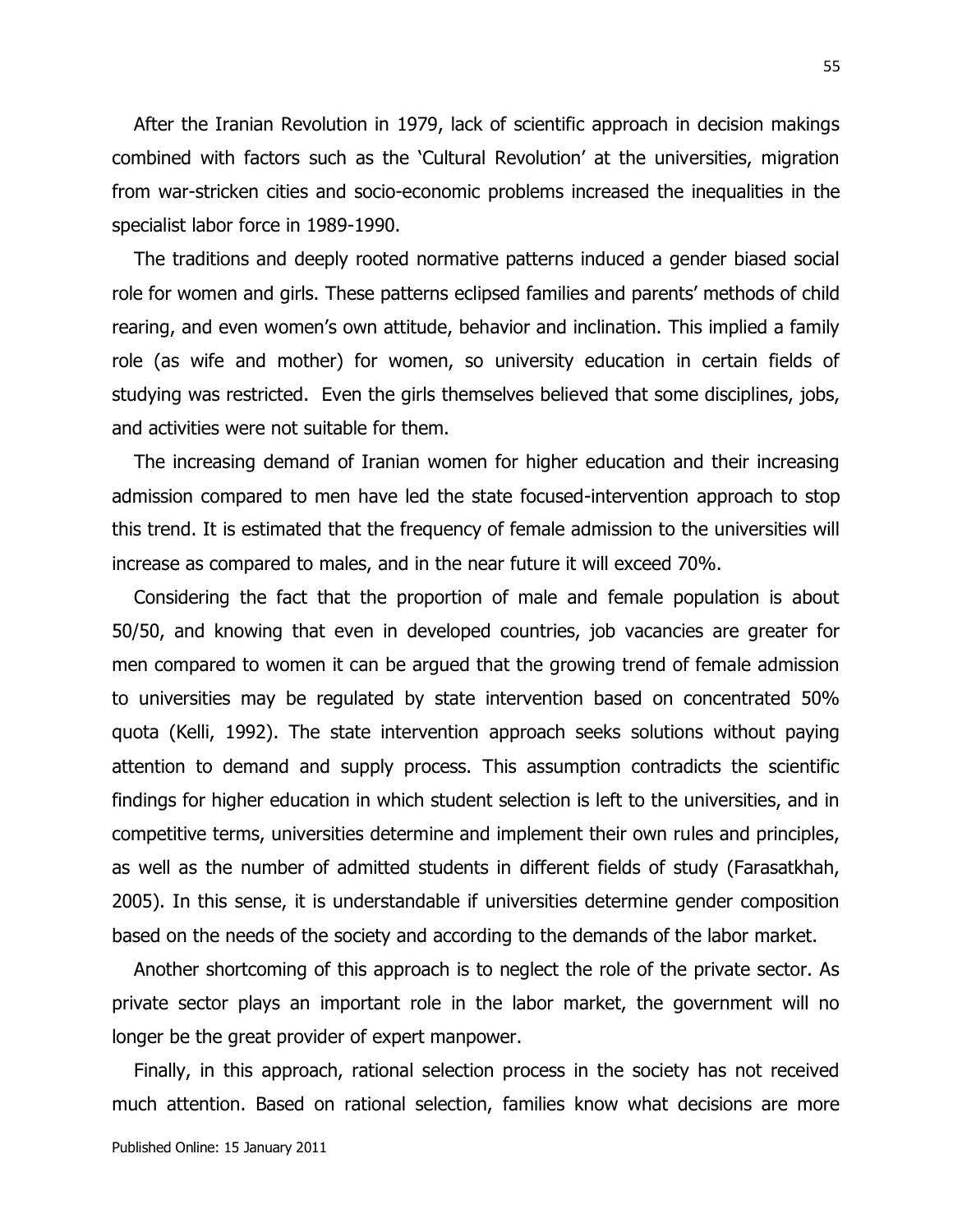After the Iranian Revolution in 1979, lack of scientific approach in decision makings combined with factors such as the 'Cultural Revolution' at the universities, migration from war-stricken cities and socio-economic problems increased the inequalities in the specialist labor force in 1989-1990.

The traditions and deeply rooted normative patterns induced a gender biased social role for women and girls. These patterns eclipsed families and parents' methods of child rearing, and even women's own attitude, behavior and inclination. This implied a family role (as wife and mother) for women, so university education in certain fields of studying was restricted. Even the girls themselves believed that some disciplines, jobs, and activities were not suitable for them.

The increasing demand of Iranian women for higher education and their increasing admission compared to men have led the state focused-intervention approach to stop this trend. It is estimated that the frequency of female admission to the universities will increase as compared to males, and in the near future it will exceed 70%.

Considering the fact that the proportion of male and female population is about 50/50, and knowing that even in developed countries, job vacancies are greater for men compared to women it can be argued that the growing trend of female admission to universities may be regulated by state intervention based on concentrated 50% quota (Kelli, 1992). The state intervention approach seeks solutions without paying attention to demand and supply process. This assumption contradicts the scientific findings for higher education in which student selection is left to the universities, and in competitive terms, universities determine and implement their own rules and principles, as well as the number of admitted students in different fields of study (Farasatkhah, 2005). In this sense, it is understandable if universities determine gender composition based on the needs of the society and according to the demands of the labor market.

Another shortcoming of this approach is to neglect the role of the private sector. As private sector plays an important role in the labor market, the government will no longer be the great provider of expert manpower.

Finally, in this approach, rational selection process in the society has not received much attention. Based on rational selection, families know what decisions are more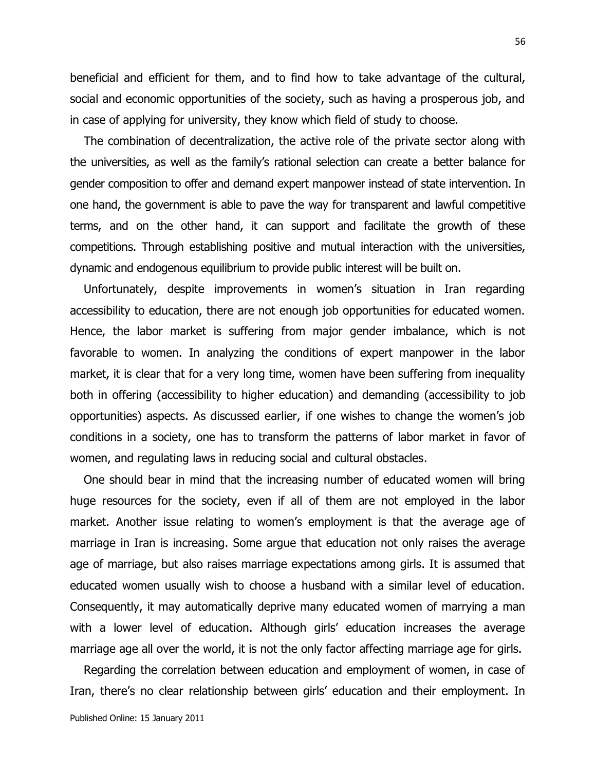beneficial and efficient for them, and to find how to take advantage of the cultural, social and economic opportunities of the society, such as having a prosperous job, and in case of applying for university, they know which field of study to choose.

The combination of decentralization, the active role of the private sector along with the universities, as well as the family's rational selection can create a better balance for gender composition to offer and demand expert manpower instead of state intervention. In one hand, the government is able to pave the way for transparent and lawful competitive terms, and on the other hand, it can support and facilitate the growth of these competitions. Through establishing positive and mutual interaction with the universities, dynamic and endogenous equilibrium to provide public interest will be built on.

Unfortunately, despite improvements in women's situation in Iran regarding accessibility to education, there are not enough job opportunities for educated women. Hence, the labor market is suffering from major gender imbalance, which is not favorable to women. In analyzing the conditions of expert manpower in the labor market, it is clear that for a very long time, women have been suffering from inequality both in offering (accessibility to higher education) and demanding (accessibility to job opportunities) aspects. As discussed earlier, if one wishes to change the women's job conditions in a society, one has to transform the patterns of labor market in favor of women, and regulating laws in reducing social and cultural obstacles.

One should bear in mind that the increasing number of educated women will bring huge resources for the society, even if all of them are not employed in the labor market. Another issue relating to women's employment is that the average age of marriage in Iran is increasing. Some argue that education not only raises the average age of marriage, but also raises marriage expectations among girls. It is assumed that educated women usually wish to choose a husband with a similar level of education. Consequently, it may automatically deprive many educated women of marrying a man with a lower level of education. Although girls' education increases the average marriage age all over the world, it is not the only factor affecting marriage age for girls.

Regarding the correlation between education and employment of women, in case of Iran, there's no clear relationship between girls' education and their employment. In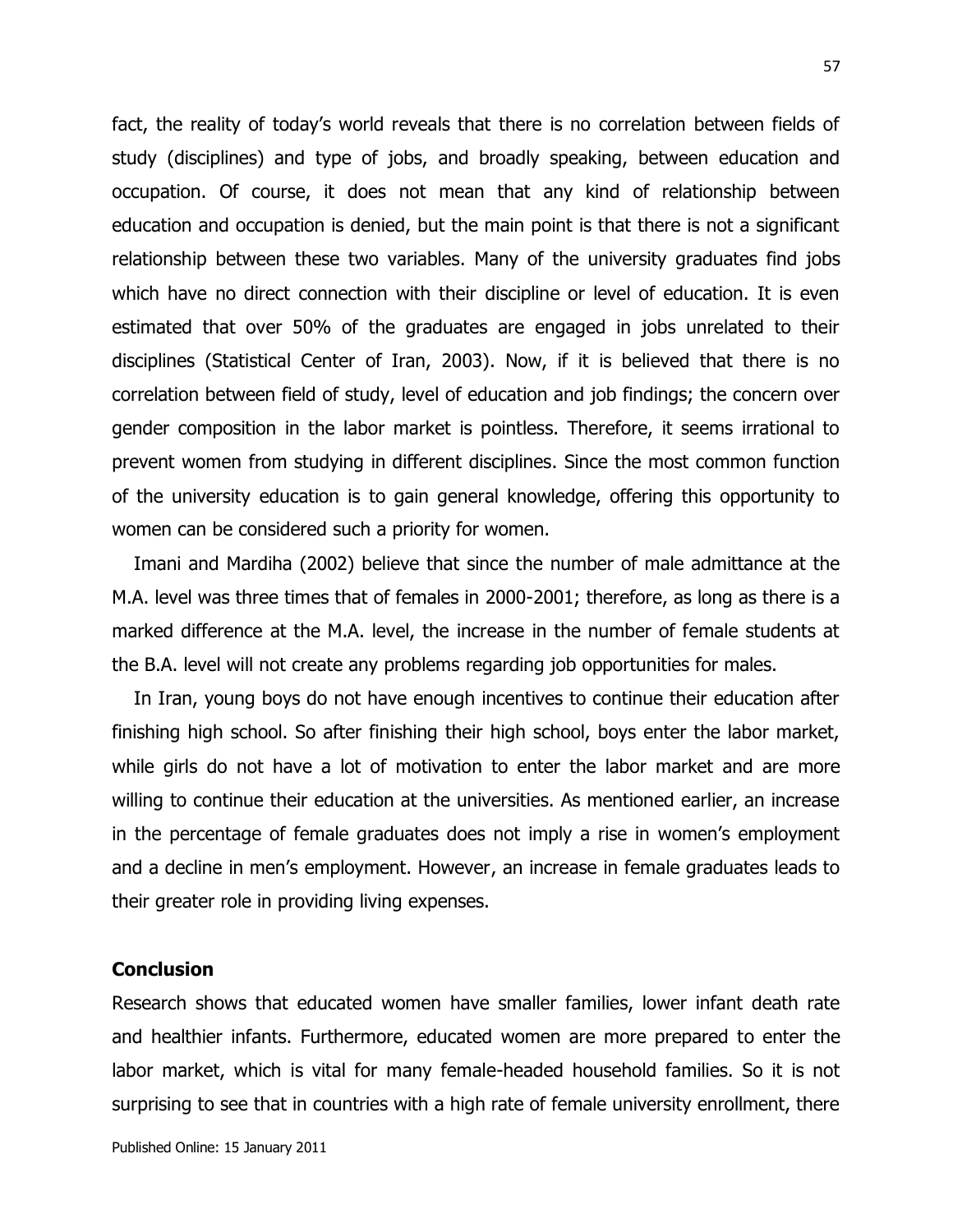fact, the reality of today's world reveals that there is no correlation between fields of study (disciplines) and type of jobs, and broadly speaking, between education and occupation. Of course, it does not mean that any kind of relationship between education and occupation is denied, but the main point is that there is not a significant relationship between these two variables. Many of the university graduates find jobs which have no direct connection with their discipline or level of education. It is even estimated that over 50% of the graduates are engaged in jobs unrelated to their disciplines (Statistical Center of Iran, 2003). Now, if it is believed that there is no correlation between field of study, level of education and job findings; the concern over gender composition in the labor market is pointless. Therefore, it seems irrational to prevent women from studying in different disciplines. Since the most common function of the university education is to gain general knowledge, offering this opportunity to women can be considered such a priority for women.

Imani and Mardiha (2002) believe that since the number of male admittance at the M.A. level was three times that of females in 2000-2001; therefore, as long as there is a marked difference at the M.A. level, the increase in the number of female students at the B.A. level will not create any problems regarding job opportunities for males.

In Iran, young boys do not have enough incentives to continue their education after finishing high school. So after finishing their high school, boys enter the labor market, while girls do not have a lot of motivation to enter the labor market and are more willing to continue their education at the universities. As mentioned earlier, an increase in the percentage of female graduates does not imply a rise in women's employment and a decline in men's employment. However, an increase in female graduates leads to their greater role in providing living expenses.

## Conclusion

Research shows that educated women have smaller families, lower infant death rate and healthier infants. Furthermore, educated women are more prepared to enter the labor market, which is vital for many female-headed household families. So it is not surprising to see that in countries with a high rate of female university enrollment, there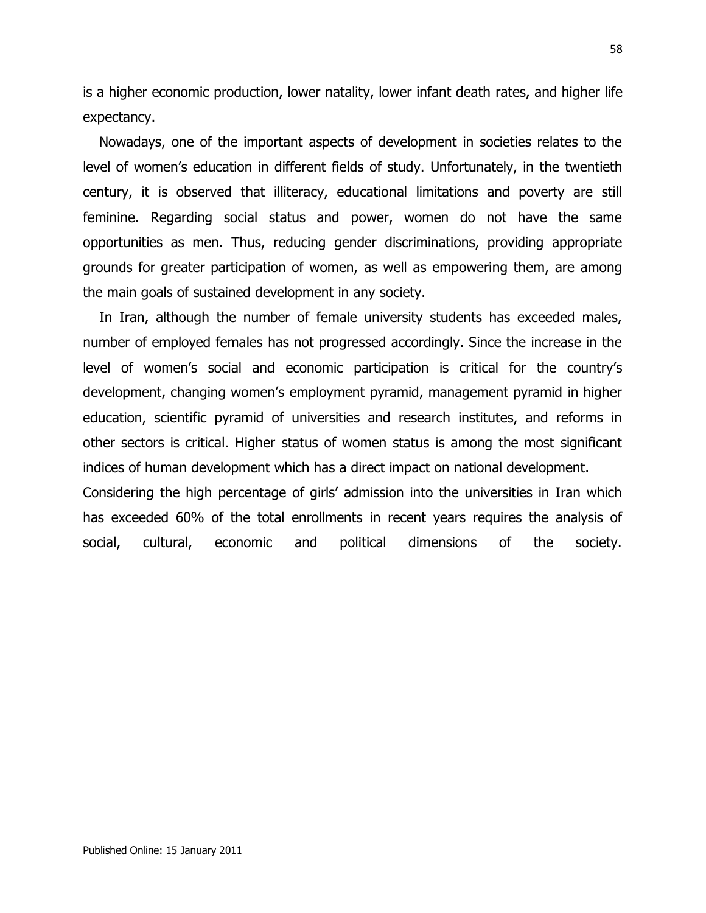is a higher economic production, lower natality, lower infant death rates, and higher life expectancy.

Nowadays, one of the important aspects of development in societies relates to the level of women's education in different fields of study. Unfortunately, in the twentieth century, it is observed that illiteracy, educational limitations and poverty are still feminine. Regarding social status and power, women do not have the same opportunities as men. Thus, reducing gender discriminations, providing appropriate grounds for greater participation of women, as well as empowering them, are among the main goals of sustained development in any society.

In Iran, although the number of female university students has exceeded males, number of employed females has not progressed accordingly. Since the increase in the level of women's social and economic participation is critical for the country's development, changing women's employment pyramid, management pyramid in higher education, scientific pyramid of universities and research institutes, and reforms in other sectors is critical. Higher status of women status is among the most significant indices of human development which has a direct impact on national development.

Considering the high percentage of girls' admission into the universities in Iran which has exceeded 60% of the total enrollments in recent years requires the analysis of social, cultural, economic and political dimensions of the society.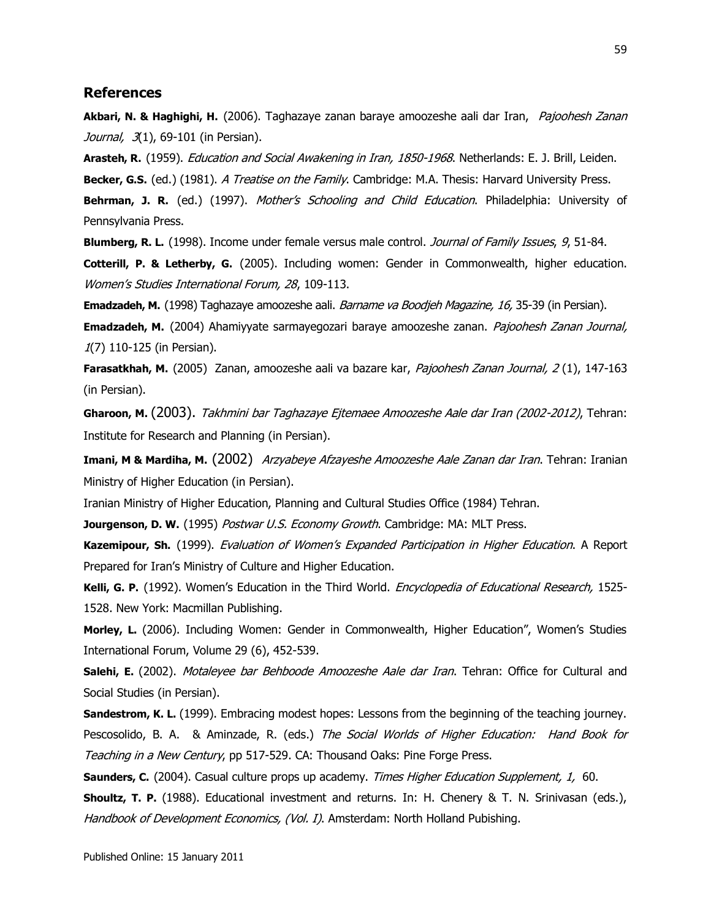## References

**Akbari, N. & Haghighi, H.** (2006). Taghazaye zanan baraye amoozeshe aali dar Iran, *Pajoohesh Zanan Journal, 3*(1), 69-101 (in Persian).

**Arasteh, R.** (1959). *Education and Social Awakening in Iran, 1850-1968*. Netherlands: E. J. Brill, Leiden.

**Becker, G.S.** (ed.) (1981). *A Treatise on the Family*. Cambridge: M.A. Thesis: Harvard University Press.

**Behrman, J. R.** (ed.) (1997). *Mother's Schooling and Child Education*. Philadelphia: University of Pennsylvania Press.

**Blumberg, R. L.** (1998). Income under female versus male control. *Journal of Family Issues*, *9*, 51-84.

**Cotterill, P. & Letherby, G.** (2005). Including women: Gender in Commonwealth, higher education. *Women's Studies International Forum, 28*, 109-113.

**Emadzadeh, M.** (1998) Taghazaye amoozeshe aali. *Barname va Boodjeh Magazine, 16,* 35-39 (in Persian).

**Emadzadeh, M.** (2004) Ahamiyyate sarmayegozari baraye amoozeshe zanan. *Pajoohesh Zanan Journal, 1*(7) 110-125 (in Persian).

**Farasatkhah, M.** (2005) Zanan, amoozeshe aali va bazare kar, *Pajoohesh Zanan Journal, 2* (1), 147-163 (in Persian).

**Gharoon, M.** (2003). *Takhmini bar Taghazaye Ejtemaee Amoozeshe Aale dar Iran (2002-2012)*, Tehran: Institute for Research and Planning (in Persian).

**Imani, M & Mardiha, M.** (2002) *Arzyabeye Afzayeshe Amoozeshe Aale Zanan dar Iran*. Tehran: Iranian Ministry of Higher Education (in Persian).

Iranian Ministry of Higher Education, Planning and Cultural Studies Office (1984) Tehran.

**Jourgenson, D. W.** (1995) *Postwar U.S. Economy Growth*. Cambridge: MA: MLT Press.

**Kazemipour, Sh.** (1999). *Evaluation of Women's Expanded Participation in Higher Education*. A Report Prepared for Iran's Ministry of Culture and Higher Education.

**Kelli, G. P.** (1992). Women's Education in the Third World. *Encyclopedia of Educational Research,* 1525-1528. New York: Macmillan Publishing.

**Morley, L.** (2006). Including Women: Gender in Commonwealth, Higher Education", Women's Studies International Forum, Volume 29 (6), 452-539.

**Salehi, E.** (2002). *Motaleyee bar Behboode Amoozeshe Aale dar Iran*. Tehran: Office for Cultural and Social Studies (in Persian).

**Sandestrom, K. L.** (1999). Embracing modest hopes: Lessons from the beginning of the teaching journey. Pescosolido, B. A. & Aminzade, R. (eds.) *The Social Worlds of Higher Education: Hand Book for Teaching in a New Century*, pp 517-529. CA: Thousand Oaks: Pine Forge Press.

**Saunders, C.** (2004). Casual culture props up academy. *Times Higher Education Supplement, 1,* 60.

**Shoultz, T. P.** (1988). Educational investment and returns. In: H. Chenery & T. N. Srinivasan (eds.), *Handbook of Development Economics, (Vol. I)*. Amsterdam: North Holland Pubishing.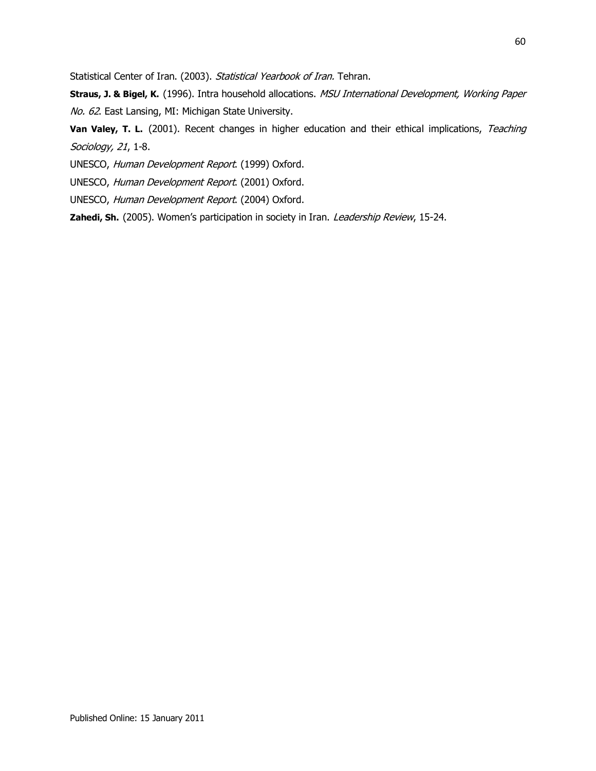Statistical Center of Iran. (2003). *Statistical Yearbook of Iran.* Tehran.

**Straus, J. & Bigel, K.** (1996). Intra household allocations. *MSU International Development, Working Paper No. 62*. East Lansing, MI: Michigan State University.

**Van Valey, T. L.** (2001). Recent changes in higher education and their ethical implications, *Teaching Sociology, 21*, 1-8.

UNESCO, *Human Development Report*. (1999) Oxford.

UNESCO, *Human Development Report*. (2001) Oxford.

UNESCO, *Human Development Report*. (2004) Oxford.

**Zahedi, Sh.** (2005). Women's participation in society in Iran. *Leadership Review*, 15-24.

Published Online: 15 January 2011